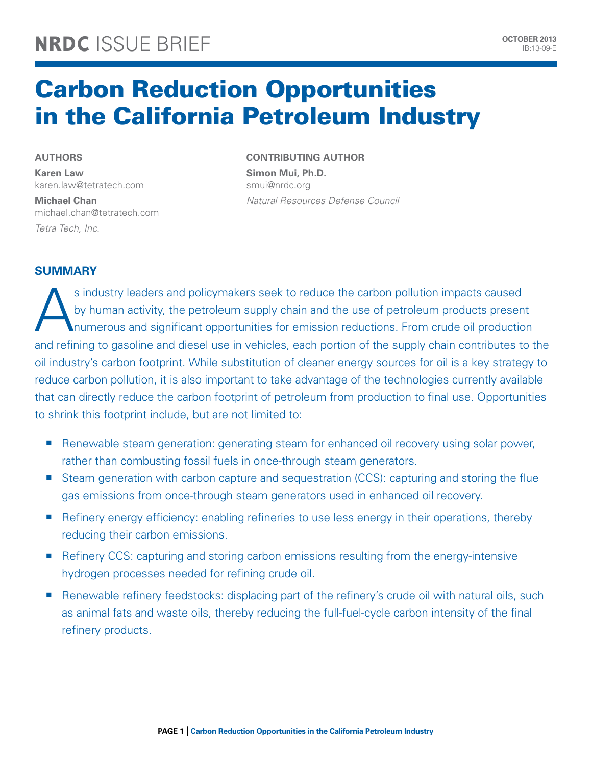NRDC ISSUE BRIEF

OCTOBER 2013
IB:13-09-E

# Carbon Reduction Opportunities in the California Petroleum Industry

**AUTHORS**

**Karen Law**
karen.law@tetratech.com

**Michael Chan**
michael.chan@tetratech.com

*Tetra Tech, Inc.*

**CONTRIBUTING AUTHOR**

**Simon Mui, Ph.D.**
smui@nrdc.org

*Natural Resources Defense Council*

## SUMMARY

As industry leaders and policymakers seek to reduce the carbon pollution impacts caused by human activity, the petroleum supply chain and the use of petroleum products present numerous and significant opportunities for emission reductions. From crude oil production and refining to gasoline and diesel use in vehicles, each portion of the supply chain contributes to the oil industry's carbon footprint. While substitution of cleaner energy sources for oil is a key strategy to reduce carbon pollution, it is also important to take advantage of the technologies currently available that can directly reduce the carbon footprint of petroleum from production to final use. Opportunities to shrink this footprint include, but are not limited to:

- Renewable steam generation: generating steam for enhanced oil recovery using solar power, rather than combusting fossil fuels in once-through steam generators.
- Steam generation with carbon capture and sequestration (CCS): capturing and storing the flue gas emissions from once-through steam generators used in enhanced oil recovery.
- Refinery energy efficiency: enabling refineries to use less energy in their operations, thereby reducing their carbon emissions.
- Refinery CCS: capturing and storing carbon emissions resulting from the energy-intensive hydrogen processes needed for refining crude oil.
- Renewable refinery feedstocks: displacing part of the refinery's crude oil with natural oils, such as animal fats and waste oils, thereby reducing the full-fuel-cycle carbon intensity of the final refinery products.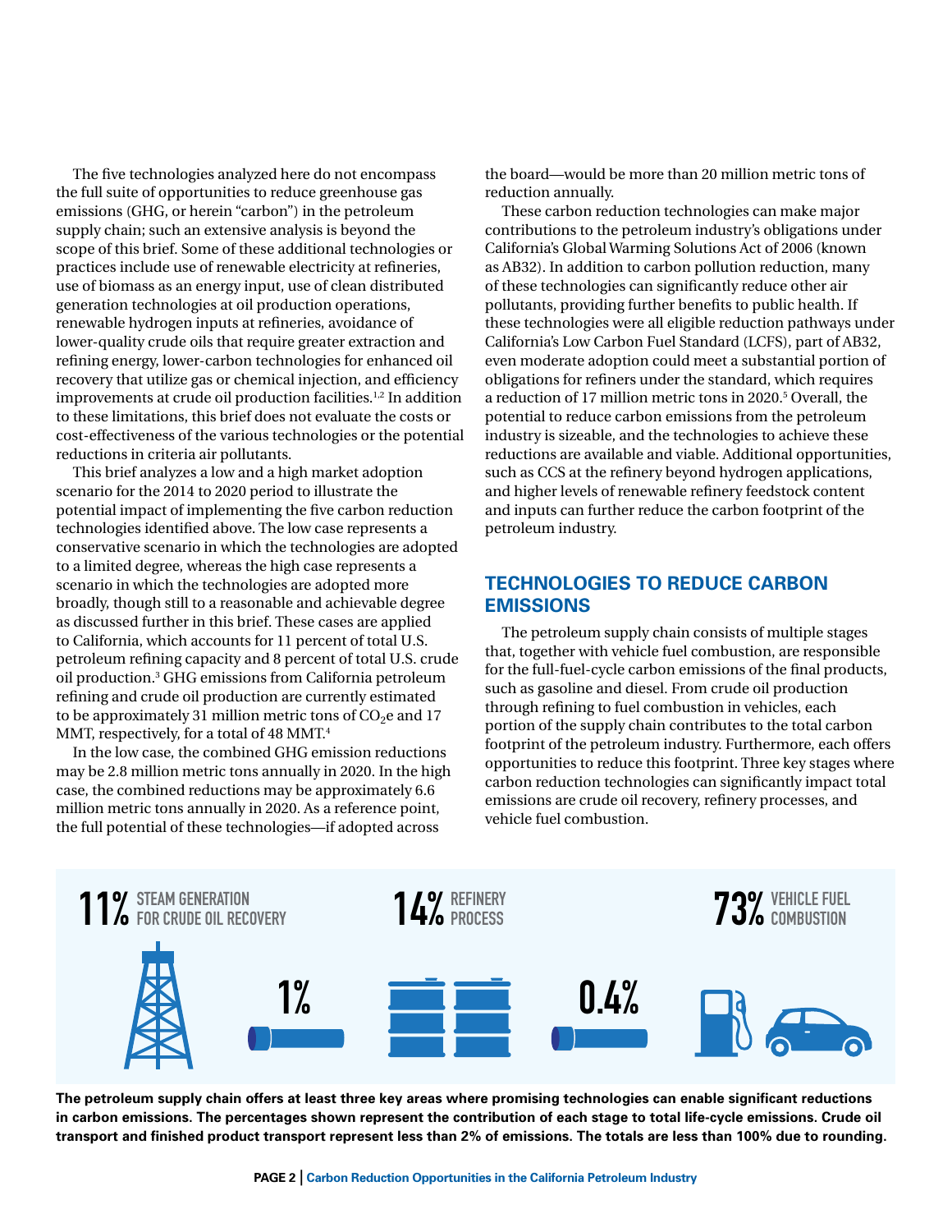The five technologies analyzed here do not encompass the full suite of opportunities to reduce greenhouse gas emissions (GHG, or herein "carbon") in the petroleum supply chain; such an extensive analysis is beyond the scope of this brief. Some of these additional technologies or practices include use of renewable electricity at refineries, use of biomass as an energy input, use of clean distributed generation technologies at oil production operations, renewable hydrogen inputs at refineries, avoidance of lower-quality crude oils that require greater extraction and refining energy, lower-carbon technologies for enhanced oil recovery that utilize gas or chemical injection, and efficiency improvements at crude oil production facilities.[1,2] In addition to these limitations, this brief does not evaluate the costs or cost-effectiveness of the various technologies or the potential reductions in criteria air pollutants.

This brief analyzes a low and a high market adoption scenario for the 2014 to 2020 period to illustrate the potential impact of implementing the five carbon reduction technologies identified above. The low case represents a conservative scenario in which the technologies are adopted to a limited degree, whereas the high case represents a scenario in which the technologies are adopted more broadly, though still to a reasonable and achievable degree as discussed further in this brief. These cases are applied to California, which accounts for 11 percent of total U.S. petroleum refining capacity and 8 percent of total U.S. crude oil production.[3] GHG emissions from California petroleum refining and crude oil production are currently estimated to be approximately 31 million metric tons of $CO_2$e and 17 MMT, respectively, for a total of 48 MMT.[4]

In the low case, the combined GHG emission reductions may be 2.8 million metric tons annually in 2020. In the high case, the combined reductions may be approximately 6.6 million metric tons annually in 2020. As a reference point, the full potential of these technologies—if adopted across the board—would be more than 20 million metric tons of reduction annually.

These carbon reduction technologies can make major contributions to the petroleum industry's obligations under California's Global Warming Solutions Act of 2006 (known as AB32). In addition to carbon pollution reduction, many of these technologies can significantly reduce other air pollutants, providing further benefits to public health. If these technologies were all eligible reduction pathways under California's Low Carbon Fuel Standard (LCFS), part of AB32, even moderate adoption could meet a substantial portion of obligations for refiners under the standard, which requires a reduction of 17 million metric tons in 2020.[5] Overall, the potential to reduce carbon emissions from the petroleum industry is sizeable, and the technologies to achieve these reductions are available and viable. Additional opportunities, such as CCS at the refinery beyond hydrogen applications, and higher levels of renewable refinery feedstock content and inputs can further reduce the carbon footprint of the petroleum industry.

## TECHNOLOGIES TO REDUCE CARBON EMISSIONS

The petroleum supply chain consists of multiple stages that, together with vehicle fuel combustion, are responsible for the full-fuel-cycle carbon emissions of the final products, such as gasoline and diesel. From crude oil production through refining to fuel combustion in vehicles, each portion of the supply chain contributes to the total carbon footprint of the petroleum industry. Furthermore, each offers opportunities to reduce this footprint. Three key stages where carbon reduction technologies can significantly impact total emissions are crude oil recovery, refinery processes, and vehicle fuel combustion.

11% STEAM GENERATION FOR CRUDE OIL RECOVERY

1%

14% REFINERY PROCESS

0.4%

73% VEHICLE FUEL COMBUSTION

**The petroleum supply chain offers at least three key areas where promising technologies can enable significant reductions in carbon emissions. The percentages shown represent the contribution of each stage to total life-cycle emissions. Crude oil transport and finished product transport represent less than 2% of emissions. The totals are less than 100% due to rounding.**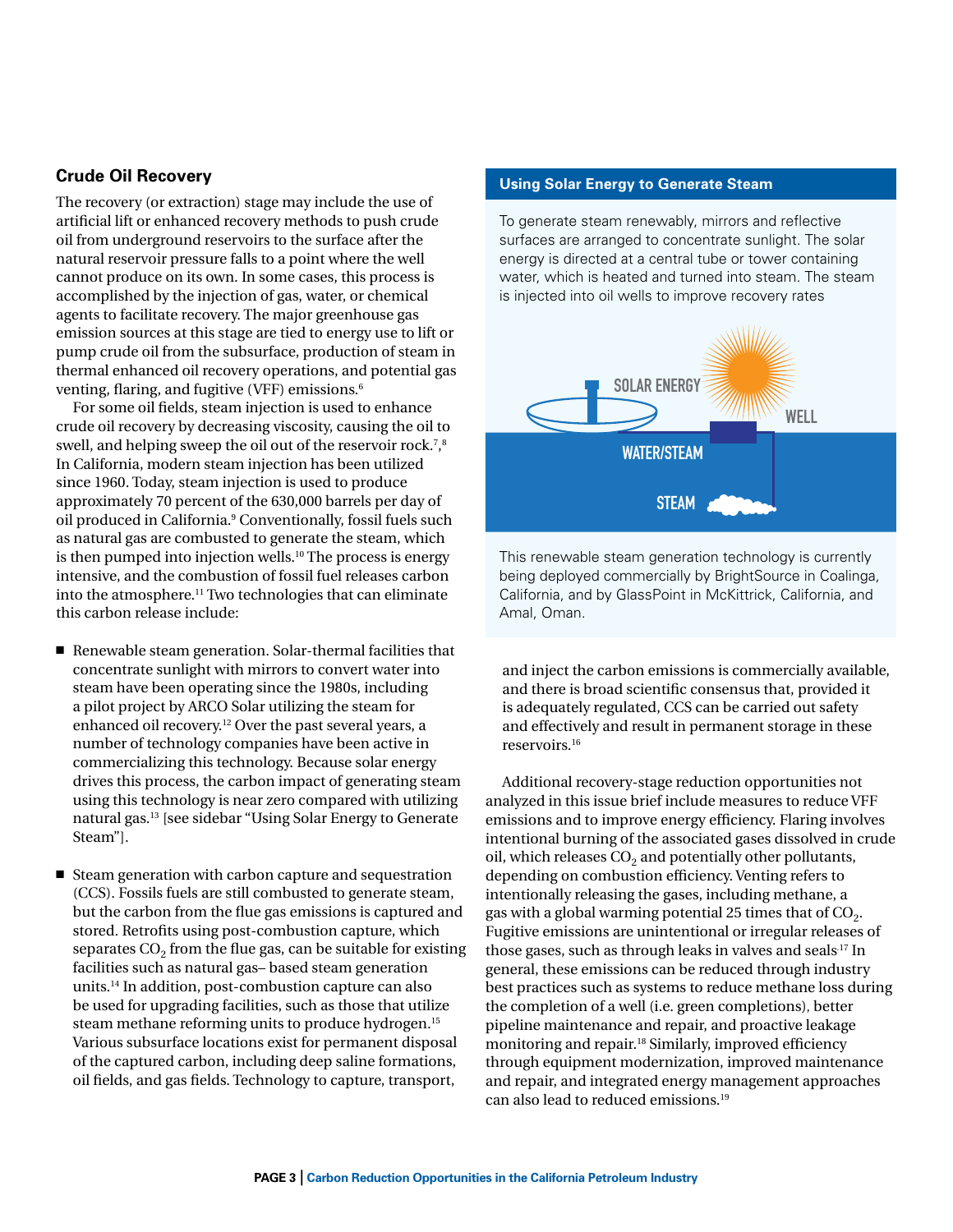## Crude Oil Recovery

The recovery (or extraction) stage may include the use of artificial lift or enhanced recovery methods to push crude oil from underground reservoirs to the surface after the natural reservoir pressure falls to a point where the well cannot produce on its own. In some cases, this process is accomplished by the injection of gas, water, or chemical agents to facilitate recovery. The major greenhouse gas emission sources at this stage are tied to energy use to lift or pump crude oil from the subsurface, production of steam in thermal enhanced oil recovery operations, and potential gas venting, flaring, and fugitive (VFF) emissions.[6]

For some oil fields, steam injection is used to enhance crude oil recovery by decreasing viscosity, causing the oil to swell, and helping sweep the oil out of the reservoir rock.[7,8] In California, modern steam injection has been utilized since 1960. Today, steam injection is used to produce approximately 70 percent of the 630,000 barrels per day of oil produced in California.[9] Conventionally, fossil fuels such as natural gas are combusted to generate the steam, which is then pumped into injection wells.[10] The process is energy intensive, and the combustion of fossil fuel releases carbon into the atmosphere.[11] Two technologies that can eliminate this carbon release include:

- Renewable steam generation. Solar-thermal facilities that concentrate sunlight with mirrors to convert water into steam have been operating since the 1980s, including a pilot project by ARCO Solar utilizing the steam for enhanced oil recovery.[12] Over the past several years, a number of technology companies have been active in commercializing this technology. Because solar energy drives this process, the carbon impact of generating steam using this technology is near zero compared with utilizing natural gas.[13] [see sidebar "Using Solar Energy to Generate Steam"].

- Steam generation with carbon capture and sequestration (CCS). Fossils fuels are still combusted to generate steam, but the carbon from the flue gas emissions is captured and stored. Retrofits using post-combustion capture, which separates $CO_2$ from the flue gas, can be suitable for existing facilities such as natural gas– based steam generation units.[14] In addition, post-combustion capture can also be used for upgrading facilities, such as those that utilize steam methane reforming units to produce hydrogen.[15] Various subsurface locations exist for permanent disposal of the captured carbon, including deep saline formations, oil fields, and gas fields. Technology to capture, transport, and inject the carbon emissions is commercially available, and there is broad scientific consensus that, provided it is adequately regulated, CCS can be carried out safety and effectively and result in permanent storage in these reservoirs.[16]

### Using Solar Energy to Generate Steam

To generate steam renewably, mirrors and reflective surfaces are arranged to concentrate sunlight. The solar energy is directed at a central tube or tower containing water, which is heated and turned into steam. The steam is injected into oil wells to improve recovery rates

SOLAR ENERGY

WELL

WATER/STEAM

STEAM

This renewable steam generation technology is currently being deployed commercially by BrightSource in Coalinga, California, and by GlassPoint in McKittrick, California, and Amal, Oman.

Additional recovery-stage reduction opportunities not analyzed in this issue brief include measures to reduce VFF emissions and to improve energy efficiency. Flaring involves intentional burning of the associated gases dissolved in crude oil, which releases $CO_2$ and potentially other pollutants, depending on combustion efficiency. Venting refers to intentionally releasing the gases, including methane, a gas with a global warming potential 25 times that of $CO_2$. Fugitive emissions are unintentional or irregular releases of those gases, such as through leaks in valves and seals.[17] In general, these emissions can be reduced through industry best practices such as systems to reduce methane loss during the completion of a well (i.e. green completions), better pipeline maintenance and repair, and proactive leakage monitoring and repair.[18] Similarly, improved efficiency through equipment modernization, improved maintenance and repair, and integrated energy management approaches can also lead to reduced emissions.[19]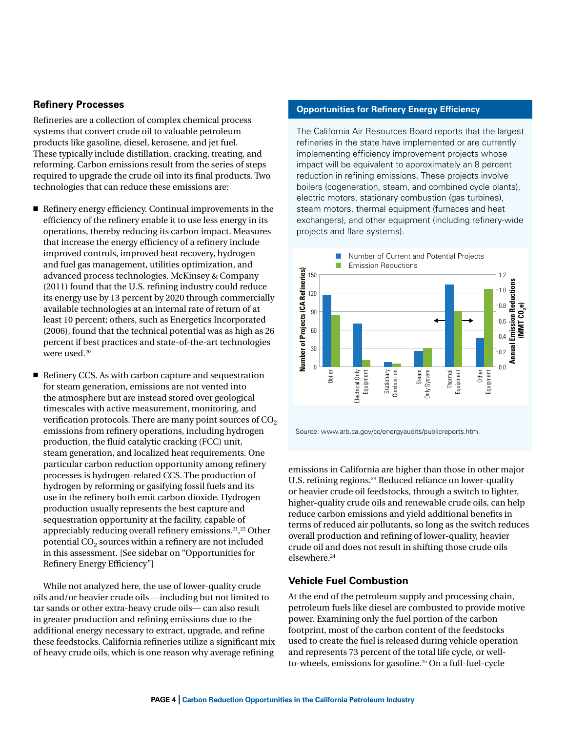## Refinery Processes

Refineries are a collection of complex chemical process systems that convert crude oil to valuable petroleum products like gasoline, diesel, kerosene, and jet fuel. These typically include distillation, cracking, treating, and reforming. Carbon emissions result from the series of steps required to upgrade the crude oil into its final products. Two technologies that can reduce these emissions are:

- Refinery energy efficiency. Continual improvements in the efficiency of the refinery enable it to use less energy in its operations, thereby reducing its carbon impact. Measures that increase the energy efficiency of a refinery include improved controls, improved heat recovery, hydrogen and fuel gas management, utilities optimization, and advanced process technologies. McKinsey & Company (2011) found that the U.S. refining industry could reduce its energy use by 13 percent by 2020 through commercially available technologies at an internal rate of return of at least 10 percent; others, such as Energetics Incorporated (2006), found that the technical potential was as high as 26 percent if best practices and state-of-the-art technologies were used.[20]

- Refinery CCS. As with carbon capture and sequestration for steam generation, emissions are not vented into the atmosphere but are instead stored over geological timescales with active measurement, monitoring, and verification protocols. There are many point sources of $CO_2$ emissions from refinery operations, including hydrogen production, the fluid catalytic cracking (FCC) unit, steam generation, and localized heat requirements. One particular carbon reduction opportunity among refinery processes is hydrogen-related CCS. The production of hydrogen by reforming or gasifying fossil fuels and its use in the refinery both emit carbon dioxide. Hydrogen production usually represents the best capture and sequestration opportunity at the facility, capable of appreciably reducing overall refinery emissions.[21,22] Other potential $CO_2$ sources within a refinery are not included in this assessment. [See sidebar on "Opportunities for Refinery Energy Efficiency"]

While not analyzed here, the use of lower-quality crude oils and/or heavier crude oils —including but not limited to tar sands or other extra-heavy crude oils— can also result in greater production and refining emissions due to the additional energy necessary to extract, upgrade, and refine these feedstocks. California refineries utilize a significant mix of heavy crude oils, which is one reason why average refining emissions in California are higher than those in other major U.S. refining regions.[23] Reduced reliance on lower-quality or heavier crude oil feedstocks, through a switch to lighter, higher-quality crude oils and renewable crude oils, can help reduce carbon emissions and yield additional benefits in terms of reduced air pollutants, so long as the switch reduces overall production and refining of lower-quality, heavier crude oil and does not result in shifting those crude oils elsewhere.[24]

### Opportunities for Refinery Energy Efficiency

The California Air Resources Board reports that the largest refineries in the state have implemented or are currently implementing efficiency improvement projects whose impact will be equivalent to approximately an 8 percent reduction in refining emissions. These projects involve boilers (cogeneration, steam, and combined cycle plants), electric motors, stationary combustion (gas turbines), steam motors, thermal equipment (furnaces and heat exchangers), and other equipment (including refinery-wide projects and flare systems).

| Category | Number of Current and Potential Projects (CA Refineries) | Annual Emission Reductions (MMT $CO_2e$) |
|---|---|---|
| Boiler | ~116 | ~0.67 |
| Electrical Only Equipment | ~70 | ~0.08 |
| Stationary Combustion | ~7 | ~0.04 |
| Steam Only System | ~25 | ~0.23 |
| Thermal Equipment | ~133 | ~0.73 |
| Other Equipment | ~47 | ~1.01 |

Source: www.arb.ca.gov/cc/energyaudits/publicreports.htm.

## Vehicle Fuel Combustion

At the end of the petroleum supply and processing chain, petroleum fuels like diesel are combusted to provide motive power. Examining only the fuel portion of the carbon footprint, most of the carbon content of the feedstocks used to create the fuel is released during vehicle operation and represents 73 percent of the total life cycle, or well-to-wheels, emissions for gasoline.[25] On a full-fuel-cycle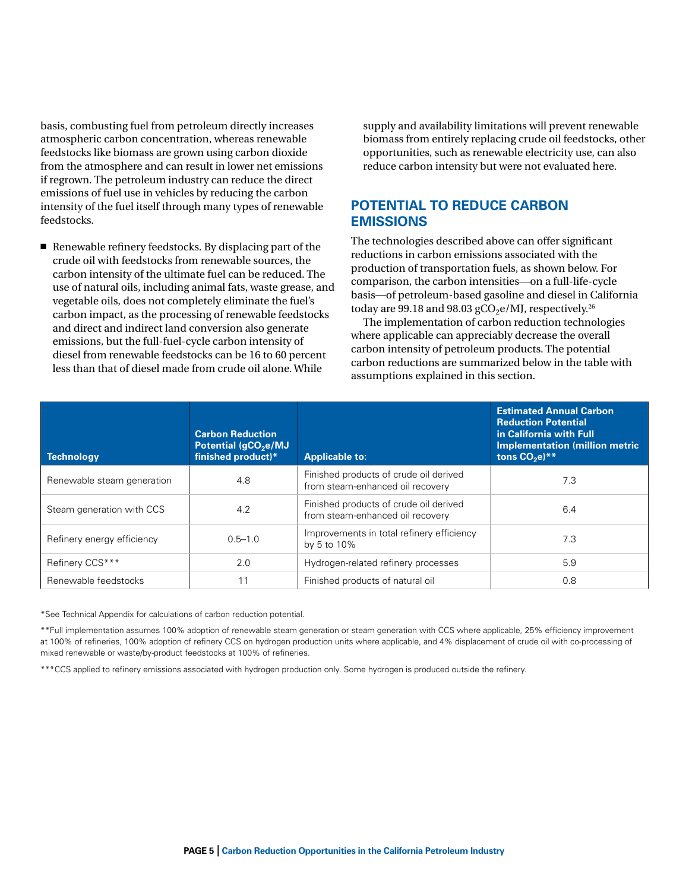basis, combusting fuel from petroleum directly increases atmospheric carbon concentration, whereas renewable feedstocks like biomass are grown using carbon dioxide from the atmosphere and can result in lower net emissions if regrown. The petroleum industry can reduce the direct emissions of fuel use in vehicles by reducing the carbon intensity of the fuel itself through many types of renewable feedstocks.

- Renewable refinery feedstocks. By displacing part of the crude oil with feedstocks from renewable sources, the carbon intensity of the ultimate fuel can be reduced. The use of natural oils, including animal fats, waste grease, and vegetable oils, does not completely eliminate the fuel's carbon impact, as the processing of renewable feedstocks and direct and indirect land conversion also generate emissions, but the full-fuel-cycle carbon intensity of diesel from renewable feedstocks can be 16 to 60 percent less than that of diesel made from crude oil alone. While supply and availability limitations will prevent renewable biomass from entirely replacing crude oil feedstocks, other opportunities, such as renewable electricity use, can also reduce carbon intensity but were not evaluated here.

## POTENTIAL TO REDUCE CARBON EMISSIONS

The technologies described above can offer significant reductions in carbon emissions associated with the production of transportation fuels, as shown below. For comparison, the carbon intensities—on a full-life-cycle basis—of petroleum-based gasoline and diesel in California today are 99.18 and 98.03 g$CO_2$e/MJ, respectively.[26]

The implementation of carbon reduction technologies where applicable can appreciably decrease the overall carbon intensity of petroleum products. The potential carbon reductions are summarized below in the table with assumptions explained in this section.

| Technology | Carbon Reduction Potential (g$CO_2$e/MJ finished product)* | Applicable to: | Estimated Annual Carbon Reduction Potential in California with Full Implementation (million metric tons $CO_2$e)** |
|---|---|---|---|
| Renewable steam generation | 4.8 | Finished products of crude oil derived from steam-enhanced oil recovery | 7.3 |
| Steam generation with CCS | 4.2 | Finished products of crude oil derived from steam-enhanced oil recovery | 6.4 |
| Refinery energy efficiency | 0.5–1.0 | Improvements in total refinery efficiency by 5 to 10% | 7.3 |
| Refinery CCS*** | 2.0 | Hydrogen-related refinery processes | 5.9 |
| Renewable feedstocks | 11 | Finished products of natural oil | 0.8 |

*See Technical Appendix for calculations of carbon reduction potential.

**Full implementation assumes 100% adoption of renewable steam generation or steam generation with CCS where applicable, 25% efficiency improvement at 100% of refineries, 100% adoption of refinery CCS on hydrogen production units where applicable, and 4% displacement of crude oil with co-processing of mixed renewable or waste/by-product feedstocks at 100% of refineries.

***CCS applied to refinery emissions associated with hydrogen production only. Some hydrogen is produced outside the refinery.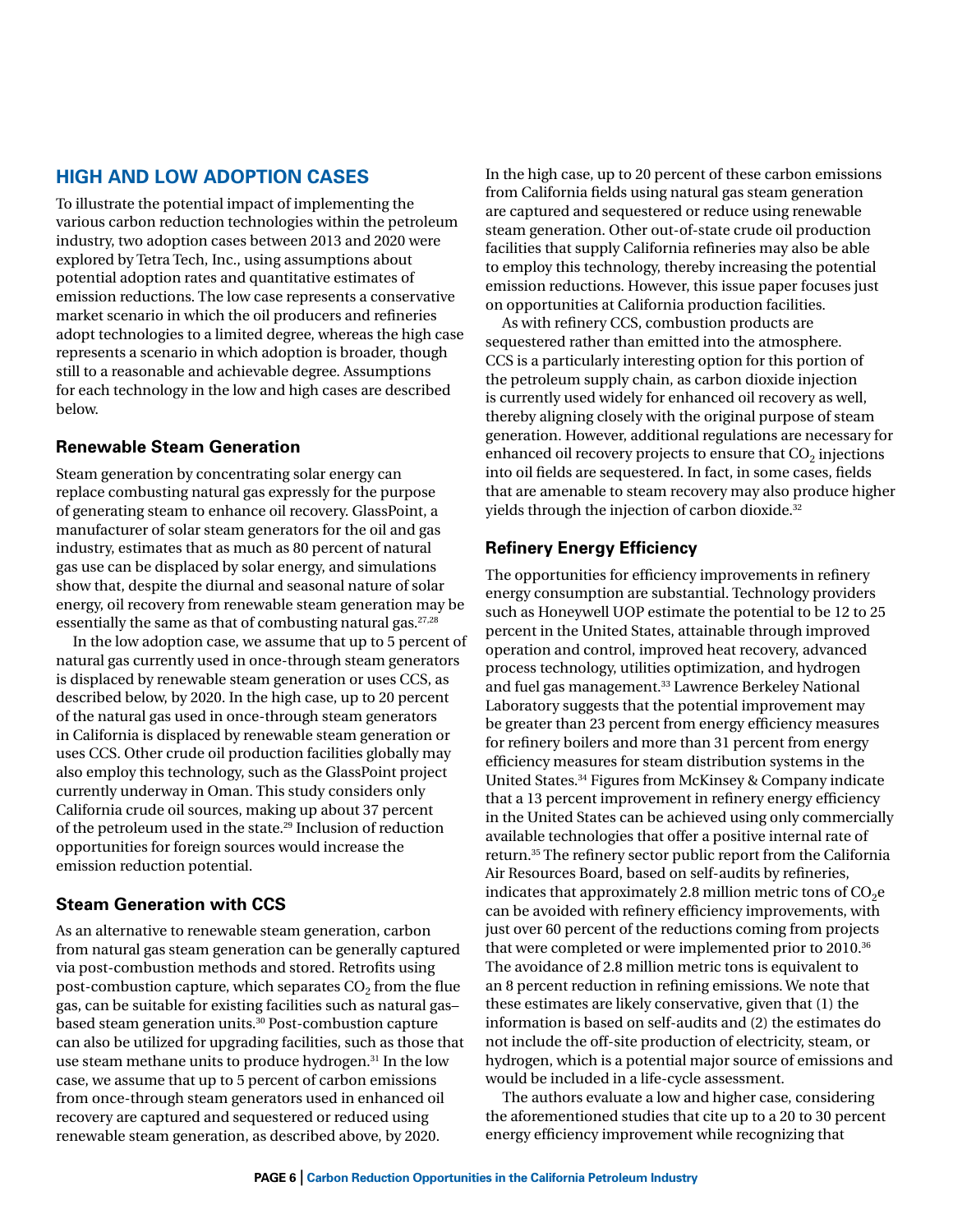## HIGH AND LOW ADOPTION CASES

To illustrate the potential impact of implementing the various carbon reduction technologies within the petroleum industry, two adoption cases between 2013 and 2020 were explored by Tetra Tech, Inc., using assumptions about potential adoption rates and quantitative estimates of emission reductions. The low case represents a conservative market scenario in which the oil producers and refineries adopt technologies to a limited degree, whereas the high case represents a scenario in which adoption is broader, though still to a reasonable and achievable degree. Assumptions for each technology in the low and high cases are described below.

### Renewable Steam Generation

Steam generation by concentrating solar energy can replace combusting natural gas expressly for the purpose of generating steam to enhance oil recovery. GlassPoint, a manufacturer of solar steam generators for the oil and gas industry, estimates that as much as 80 percent of natural gas use can be displaced by solar energy, and simulations show that, despite the diurnal and seasonal nature of solar energy, oil recovery from renewable steam generation may be essentially the same as that of combusting natural gas.[27,28]

In the low adoption case, we assume that up to 5 percent of natural gas currently used in once-through steam generators is displaced by renewable steam generation or uses CCS, as described below, by 2020. In the high case, up to 20 percent of the natural gas used in once-through steam generators in California is displaced by renewable steam generation or uses CCS. Other crude oil production facilities globally may also employ this technology, such as the GlassPoint project currently underway in Oman. This study considers only California crude oil sources, making up about 37 percent of the petroleum used in the state.[29] Inclusion of reduction opportunities for foreign sources would increase the emission reduction potential.

### Steam Generation with CCS

As an alternative to renewable steam generation, carbon from natural gas steam generation can be generally captured via post-combustion methods and stored. Retrofits using post-combustion capture, which separates $CO_2$ from the flue gas, can be suitable for existing facilities such as natural gas–based steam generation units.[30] Post-combustion capture can also be utilized for upgrading facilities, such as those that use steam methane units to produce hydrogen.[31] In the low case, we assume that up to 5 percent of carbon emissions from once-through steam generators used in enhanced oil recovery are captured and sequestered or reduced using renewable steam generation, as described above, by 2020. In the high case, up to 20 percent of these carbon emissions from California fields using natural gas steam generation are captured and sequestered or reduce using renewable steam generation. Other out-of-state crude oil production facilities that supply California refineries may also be able to employ this technology, thereby increasing the potential emission reductions. However, this issue paper focuses just on opportunities at California production facilities.

As with refinery CCS, combustion products are sequestered rather than emitted into the atmosphere. CCS is a particularly interesting option for this portion of the petroleum supply chain, as carbon dioxide injection is currently used widely for enhanced oil recovery as well, thereby aligning closely with the original purpose of steam generation. However, additional regulations are necessary for enhanced oil recovery projects to ensure that $CO_2$ injections into oil fields are sequestered. In fact, in some cases, fields that are amenable to steam recovery may also produce higher yields through the injection of carbon dioxide.[32]

### Refinery Energy Efficiency

The opportunities for efficiency improvements in refinery energy consumption are substantial. Technology providers such as Honeywell UOP estimate the potential to be 12 to 25 percent in the United States, attainable through improved operation and control, improved heat recovery, advanced process technology, utilities optimization, and hydrogen and fuel gas management.[33] Lawrence Berkeley National Laboratory suggests that the potential improvement may be greater than 23 percent from energy efficiency measures for refinery boilers and more than 31 percent from energy efficiency measures for steam distribution systems in the United States.[34] Figures from McKinsey & Company indicate that a 13 percent improvement in refinery energy efficiency in the United States can be achieved using only commercially available technologies that offer a positive internal rate of return.[35] The refinery sector public report from the California Air Resources Board, based on self-audits by refineries, indicates that approximately 2.8 million metric tons of $CO_2e$ can be avoided with refinery efficiency improvements, with just over 60 percent of the reductions coming from projects that were completed or were implemented prior to 2010.[36] The avoidance of 2.8 million metric tons is equivalent to an 8 percent reduction in refining emissions. We note that these estimates are likely conservative, given that (1) the information is based on self-audits and (2) the estimates do not include the off-site production of electricity, steam, or hydrogen, which is a potential major source of emissions and would be included in a life-cycle assessment.

The authors evaluate a low and higher case, considering the aforementioned studies that cite up to a 20 to 30 percent energy efficiency improvement while recognizing that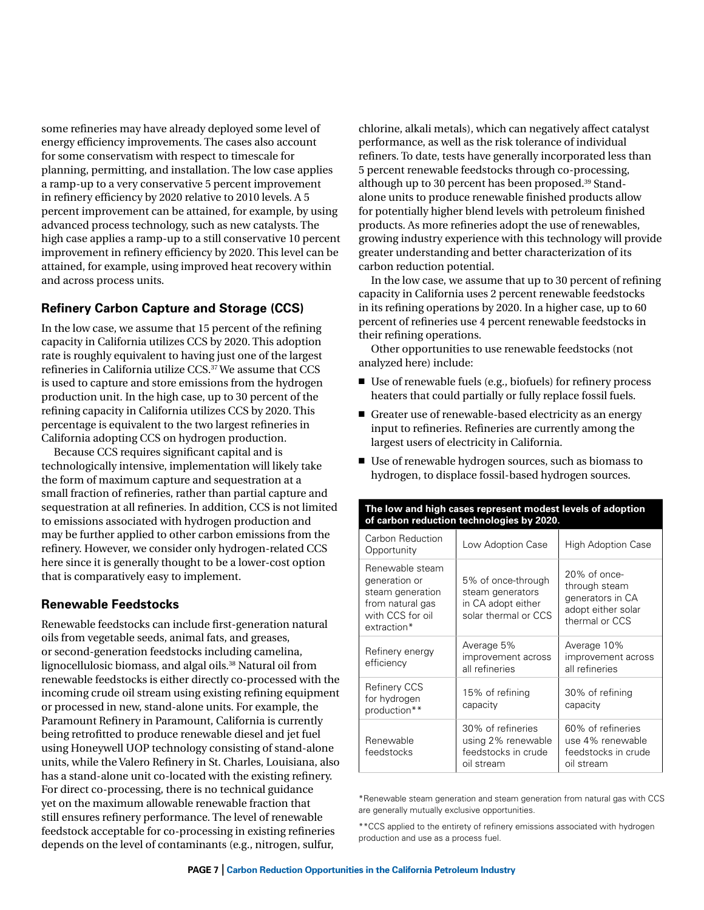some refineries may have already deployed some level of energy efficiency improvements. The cases also account for some conservatism with respect to timescale for planning, permitting, and installation. The low case applies a ramp-up to a very conservative 5 percent improvement in refinery efficiency by 2020 relative to 2010 levels. A 5 percent improvement can be attained, for example, by using advanced process technology, such as new catalysts. The high case applies a ramp-up to a still conservative 10 percent improvement in refinery efficiency by 2020. This level can be attained, for example, using improved heat recovery within and across process units.

## Refinery Carbon Capture and Storage (CCS)

In the low case, we assume that 15 percent of the refining capacity in California utilizes CCS by 2020. This adoption rate is roughly equivalent to having just one of the largest refineries in California utilize CCS.[37] We assume that CCS is used to capture and store emissions from the hydrogen production unit. In the high case, up to 30 percent of the refining capacity in California utilizes CCS by 2020. This percentage is equivalent to the two largest refineries in California adopting CCS on hydrogen production.

Because CCS requires significant capital and is technologically intensive, implementation will likely take the form of maximum capture and sequestration at a small fraction of refineries, rather than partial capture and sequestration at all refineries. In addition, CCS is not limited to emissions associated with hydrogen production and may be further applied to other carbon emissions from the refinery. However, we consider only hydrogen-related CCS here since it is generally thought to be a lower-cost option that is comparatively easy to implement.

## Renewable Feedstocks

Renewable feedstocks can include first-generation natural oils from vegetable seeds, animal fats, and greases, or second-generation feedstocks including camelina, lignocellulosic biomass, and algal oils.[38] Natural oil from renewable feedstocks is either directly co-processed with the incoming crude oil stream using existing refining equipment or processed in new, stand-alone units. For example, the Paramount Refinery in Paramount, California is currently being retrofitted to produce renewable diesel and jet fuel using Honeywell UOP technology consisting of stand-alone units, while the Valero Refinery in St. Charles, Louisiana, also has a stand-alone unit co-located with the existing refinery. For direct co-processing, there is no technical guidance yet on the maximum allowable renewable fraction that still ensures refinery performance. The level of renewable feedstock acceptable for co-processing in existing refineries depends on the level of contaminants (e.g., nitrogen, sulfur, chlorine, alkali metals), which can negatively affect catalyst performance, as well as the risk tolerance of individual refiners. To date, tests have generally incorporated less than 5 percent renewable feedstocks through co-processing, although up to 30 percent has been proposed.[39] Stand-alone units to produce renewable finished products allow for potentially higher blend levels with petroleum finished products. As more refineries adopt the use of renewables, growing industry experience with this technology will provide greater understanding and better characterization of its carbon reduction potential.

In the low case, we assume that up to 30 percent of refining capacity in California uses 2 percent renewable feedstocks in its refining operations by 2020. In a higher case, up to 60 percent of refineries use 4 percent renewable feedstocks in their refining operations.

Other opportunities to use renewable feedstocks (not analyzed here) include:

- Use of renewable fuels (e.g., biofuels) for refinery process heaters that could partially or fully replace fossil fuels.
- Greater use of renewable-based electricity as an energy input to refineries. Refineries are currently among the largest users of electricity in California.
- Use of renewable hydrogen sources, such as biomass to hydrogen, to displace fossil-based hydrogen sources.

**The low and high cases represent modest levels of adoption of carbon reduction technologies by 2020.**

| Carbon Reduction Opportunity | Low Adoption Case | High Adoption Case |
|---|---|---|
| Renewable steam generation or steam generation from natural gas with CCS for oil extraction* | 5% of once-through steam generators in CA adopt either solar thermal or CCS | 20% of once-through steam generators in CA adopt either solar thermal or CCS |
| Refinery energy efficiency | Average 5% improvement across all refineries | Average 10% improvement across all refineries |
| Refinery CCS for hydrogen production** | 15% of refining capacity | 30% of refining capacity |
| Renewable feedstocks | 30% of refineries using 2% renewable feedstocks in crude oil stream | 60% of refineries use 4% renewable feedstocks in crude oil stream |

*Renewable steam generation and steam generation from natural gas with CCS are generally mutually exclusive opportunities.

**CCS applied to the entirety of refinery emissions associated with hydrogen production and use as a process fuel.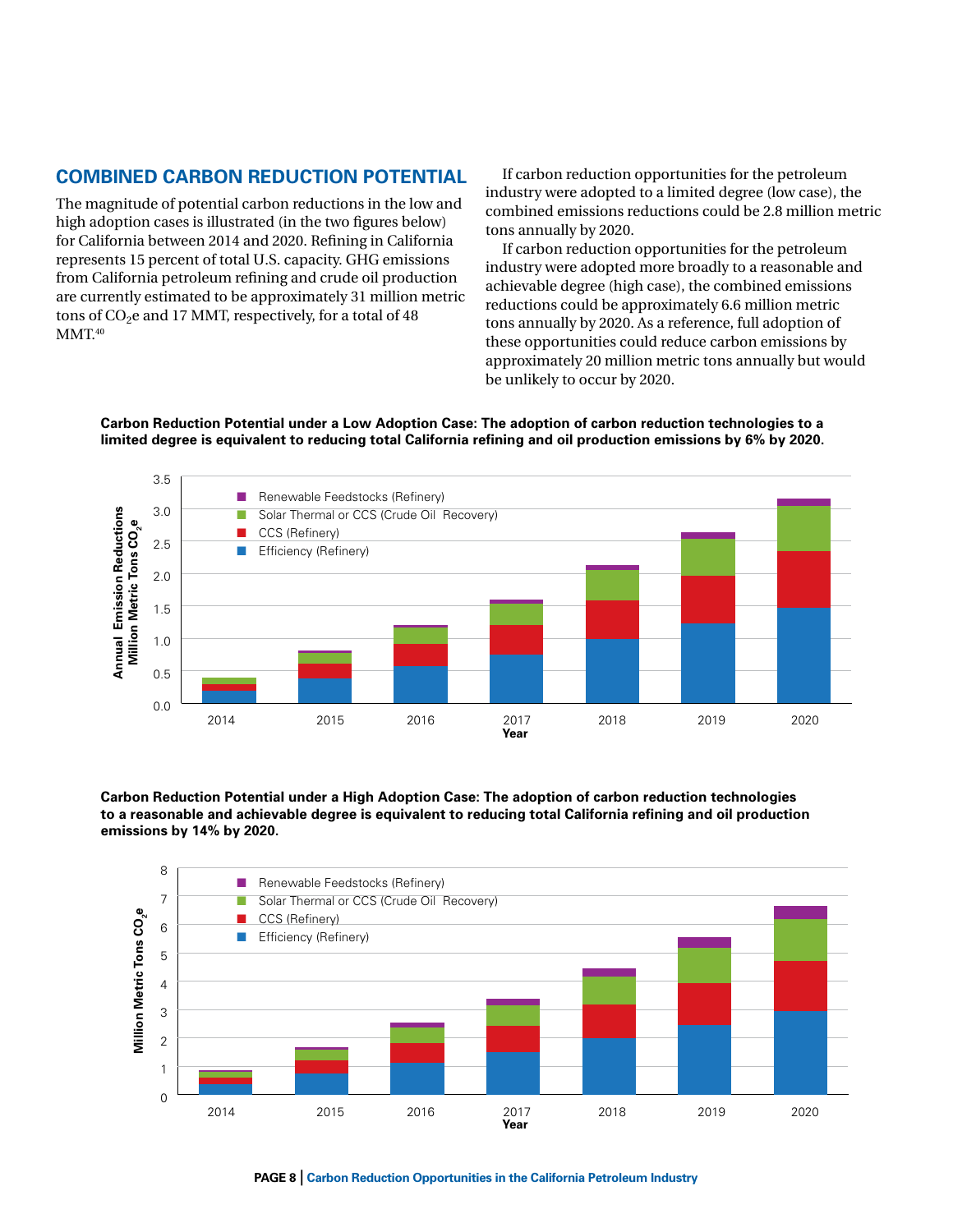## COMBINED CARBON REDUCTION POTENTIAL

The magnitude of potential carbon reductions in the low and high adoption cases is illustrated (in the two figures below) for California between 2014 and 2020. Refining in California represents 15 percent of total U.S. capacity. GHG emissions from California petroleum refining and crude oil production are currently estimated to be approximately 31 million metric tons of $CO_2$e and 17 MMT, respectively, for a total of 48 MMT.[40]

If carbon reduction opportunities for the petroleum industry were adopted to a limited degree (low case), the combined emissions reductions could be 2.8 million metric tons annually by 2020.

If carbon reduction opportunities for the petroleum industry were adopted more broadly to a reasonable and achievable degree (high case), the combined emissions reductions could be approximately 6.6 million metric tons annually by 2020. As a reference, full adoption of these opportunities could reduce carbon emissions by approximately 20 million metric tons annually but would be unlikely to occur by 2020.

**Carbon Reduction Potential under a Low Adoption Case: The adoption of carbon reduction technologies to a limited degree is equivalent to reducing total California refining and oil production emissions by 6% by 2020.**

**Carbon Reduction Potential under a High Adoption Case: The adoption of carbon reduction technologies to a reasonable and achievable degree is equivalent to reducing total California refining and oil production emissions by 14% by 2020.**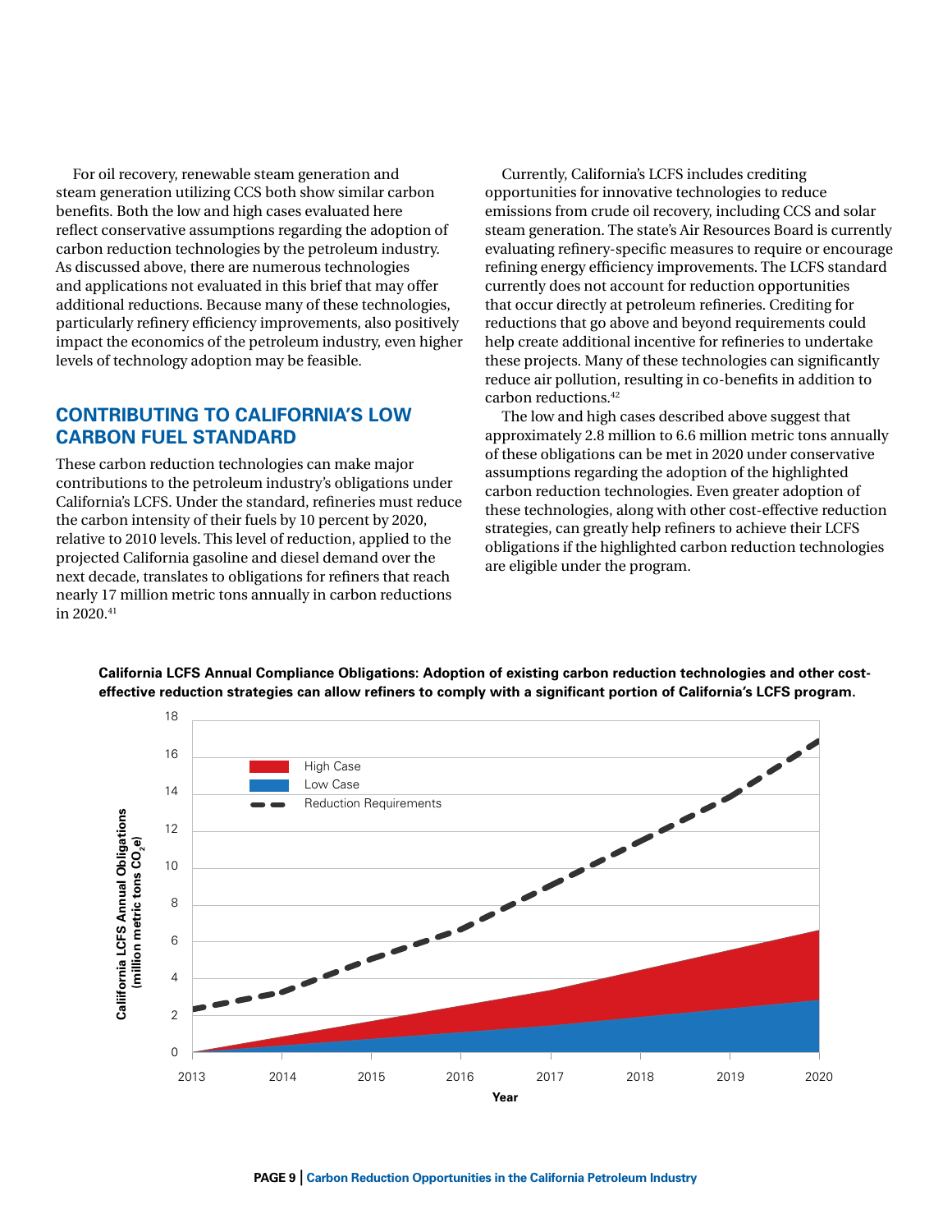For oil recovery, renewable steam generation and steam generation utilizing CCS both show similar carbon benefits. Both the low and high cases evaluated here reflect conservative assumptions regarding the adoption of carbon reduction technologies by the petroleum industry. As discussed above, there are numerous technologies and applications not evaluated in this brief that may offer additional reductions. Because many of these technologies, particularly refinery efficiency improvements, also positively impact the economics of the petroleum industry, even higher levels of technology adoption may be feasible.

## CONTRIBUTING TO CALIFORNIA'S LOW CARBON FUEL STANDARD

These carbon reduction technologies can make major contributions to the petroleum industry's obligations under California's LCFS. Under the standard, refineries must reduce the carbon intensity of their fuels by 10 percent by 2020, relative to 2010 levels. This level of reduction, applied to the projected California gasoline and diesel demand over the next decade, translates to obligations for refiners that reach nearly 17 million metric tons annually in carbon reductions in 2020.[41]

Currently, California's LCFS includes crediting opportunities for innovative technologies to reduce emissions from crude oil recovery, including CCS and solar steam generation. The state's Air Resources Board is currently evaluating refinery-specific measures to require or encourage refining energy efficiency improvements. The LCFS standard currently does not account for reduction opportunities that occur directly at petroleum refineries. Crediting for reductions that go above and beyond requirements could help create additional incentive for refineries to undertake these projects. Many of these technologies can significantly reduce air pollution, resulting in co-benefits in addition to carbon reductions.[42]

The low and high cases described above suggest that approximately 2.8 million to 6.6 million metric tons annually of these obligations can be met in 2020 under conservative assumptions regarding the adoption of the highlighted carbon reduction technologies. Even greater adoption of these technologies, along with other cost-effective reduction strategies, can greatly help refiners to achieve their LCFS obligations if the highlighted carbon reduction technologies are eligible under the program.

**California LCFS Annual Compliance Obligations: Adoption of existing carbon reduction technologies and other cost-effective reduction strategies can allow refiners to comply with a significant portion of California's LCFS program.**

Chart: Caliifornia LCFS Annual Obligations (million metric tons $CO_2e$) by Year, 2013–2020, showing High Case, Low Case, and Reduction Requirements.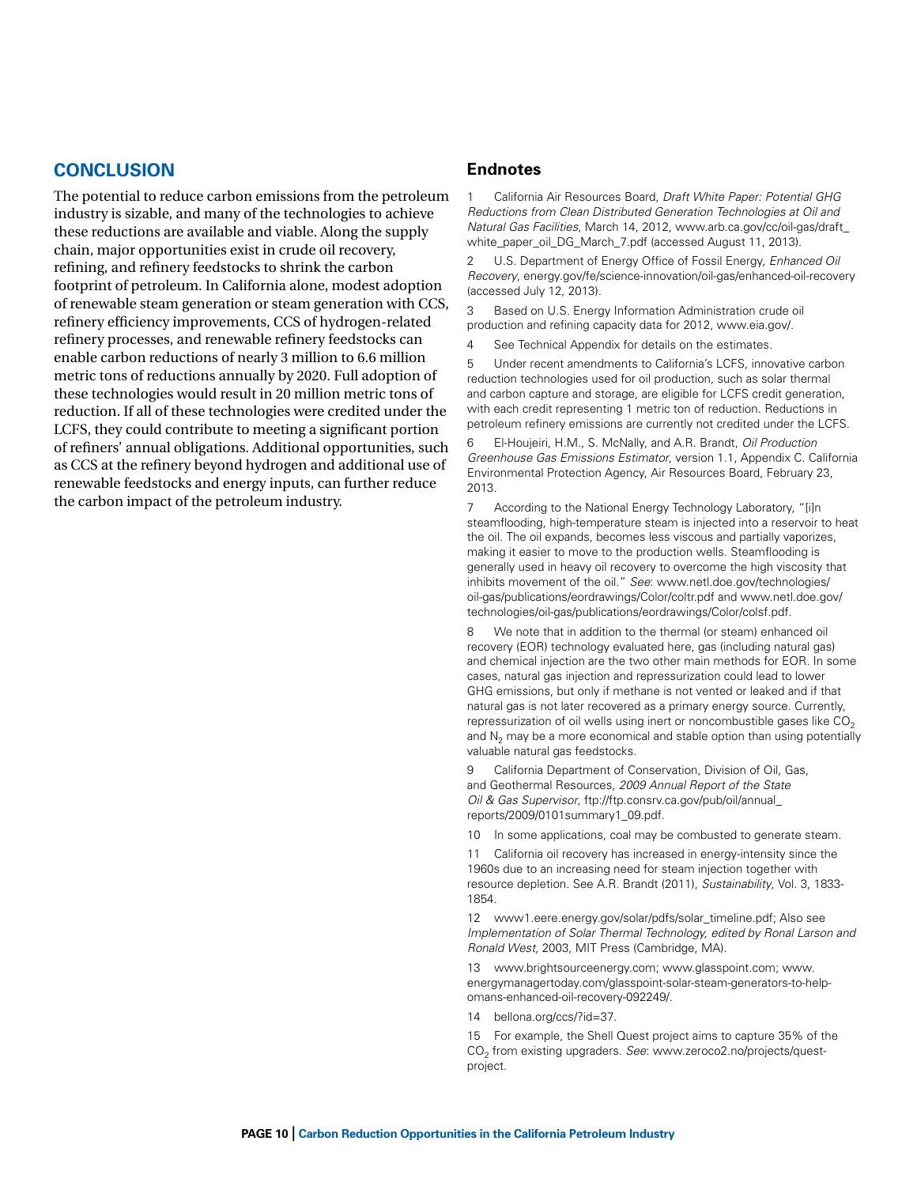## CONCLUSION

The potential to reduce carbon emissions from the petroleum industry is sizable, and many of the technologies to achieve these reductions are available and viable. Along the supply chain, major opportunities exist in crude oil recovery, refining, and refinery feedstocks to shrink the carbon footprint of petroleum. In California alone, modest adoption of renewable steam generation or steam generation with CCS, refinery efficiency improvements, CCS of hydrogen-related refinery processes, and renewable refinery feedstocks can enable carbon reductions of nearly 3 million to 6.6 million metric tons of reductions annually by 2020. Full adoption of these technologies would result in 20 million metric tons of reduction. If all of these technologies were credited under the LCFS, they could contribute to meeting a significant portion of refiners' annual obligations. Additional opportunities, such as CCS at the refinery beyond hydrogen and additional use of renewable feedstocks and energy inputs, can further reduce the carbon impact of the petroleum industry.

### Endnotes

1 California Air Resources Board, *Draft White Paper: Potential GHG Reductions from Clean Distributed Generation Technologies at Oil and Natural Gas Facilities*, March 14, 2012, www.arb.ca.gov/cc/oil-gas/draft_white_paper_oil_DG_March_7.pdf (accessed August 11, 2013).

2 U.S. Department of Energy Office of Fossil Energy, *Enhanced Oil Recovery*, energy.gov/fe/science-innovation/oil-gas/enhanced-oil-recovery (accessed July 12, 2013).

3 Based on U.S. Energy Information Administration crude oil production and refining capacity data for 2012, www.eia.gov/.

4 See Technical Appendix for details on the estimates.

5 Under recent amendments to California's LCFS, innovative carbon reduction technologies used for oil production, such as solar thermal and carbon capture and storage, are eligible for LCFS credit generation, with each credit representing 1 metric ton of reduction. Reductions in petroleum refinery emissions are currently not credited under the LCFS.

6 El-Houjeiri, H.M., S. McNally, and A.R. Brandt, *Oil Production Greenhouse Gas Emissions Estimator*, version 1.1, Appendix C. California Environmental Protection Agency, Air Resources Board, February 23, 2013.

7 According to the National Energy Technology Laboratory, "[i]n steamflooding, high-temperature steam is injected into a reservoir to heat the oil. The oil expands, becomes less viscous and partially vaporizes, making it easier to move to the production wells. Steamflooding is generally used in heavy oil recovery to overcome the high viscosity that inhibits movement of the oil." *See*: www.netl.doe.gov/technologies/oil-gas/publications/eordrawings/Color/coltr.pdf and www.netl.doe.gov/technologies/oil-gas/publications/eordrawings/Color/colsf.pdf.

8 We note that in addition to the thermal (or steam) enhanced oil recovery (EOR) technology evaluated here, gas (including natural gas) and chemical injection are the two other main methods for EOR. In some cases, natural gas injection and repressurization could lead to lower GHG emissions, but only if methane is not vented or leaked and if that natural gas is not later recovered as a primary energy source. Currently, repressurization of oil wells using inert or noncombustible gases like $CO_2$ and $N_2$ may be a more economical and stable option than using potentially valuable natural gas feedstocks.

9 California Department of Conservation, Division of Oil, Gas, and Geothermal Resources, *2009 Annual Report of the State Oil & Gas Supervisor*, ftp://ftp.consrv.ca.gov/pub/oil/annual_reports/2009/0101summary1_09.pdf.

10 In some applications, coal may be combusted to generate steam.

11 California oil recovery has increased in energy-intensity since the 1960s due to an increasing need for steam injection together with resource depletion. See A.R. Brandt (2011), *Sustainability*, Vol. 3, 1833-1854.

12 www1.eere.energy.gov/solar/pdfs/solar_timeline.pdf; Also see *Implementation of Solar Thermal Technology, edited by Ronal Larson and Ronald West*, 2003, MIT Press (Cambridge, MA).

13 www.brightsourceenergy.com; www.glasspoint.com; www.energymanagertoday.com/glasspoint-solar-steam-generators-to-help-omans-enhanced-oil-recovery-092249/.

14 bellona.org/ccs/?id=37.

15 For example, the Shell Quest project aims to capture 35% of the $CO_2$ from existing upgraders. *See*: www.zeroco2.no/projects/quest-project.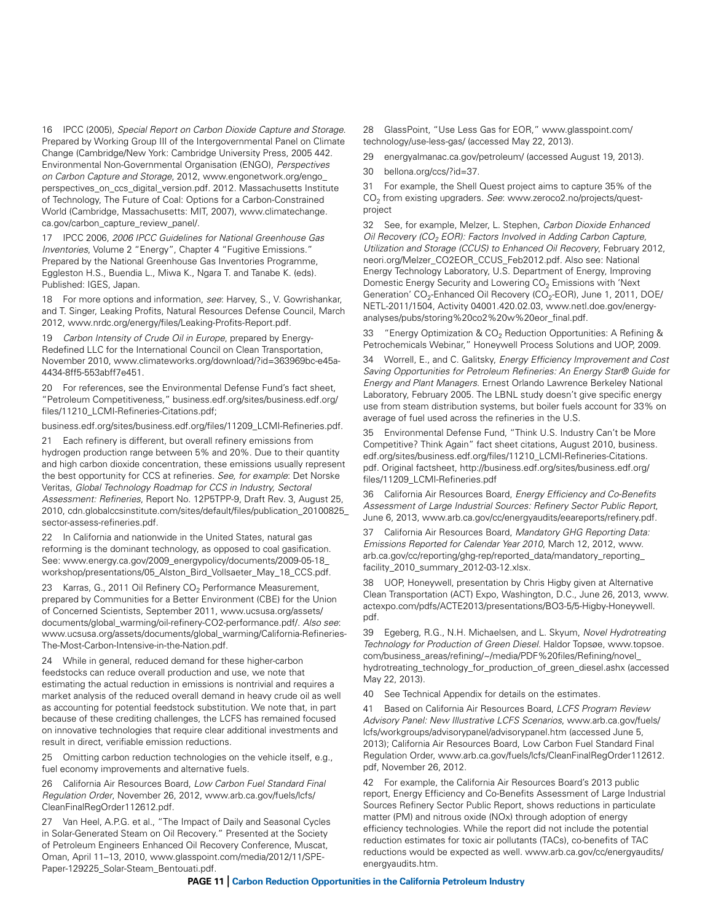16 IPCC (2005), *Special Report on Carbon Dioxide Capture and Storage*. Prepared by Working Group III of the Intergovernmental Panel on Climate Change (Cambridge/New York: Cambridge University Press, 2005 442. Environmental Non-Governmental Organisation (ENGO), *Perspectives on Carbon Capture and Storage*, 2012, www.engonetwork.org/engo_perspectives_on_ccs_digital_version.pdf. 2012. Massachusetts Institute of Technology, The Future of Coal: Options for a Carbon-Constrained World (Cambridge, Massachusetts: MIT, 2007), www.climatechange.ca.gov/carbon_capture_review_panel/.

17 IPCC 2006, *2006 IPCC Guidelines for National Greenhouse Gas Inventories*, Volume 2 "Energy", Chapter 4 "Fugitive Emissions." Prepared by the National Greenhouse Gas Inventories Programme, Eggleston H.S., Buendia L., Miwa K., Ngara T. and Tanabe K. (eds). Published: IGES, Japan.

18 For more options and information, *see*: Harvey, S., V. Gowrishankar, and T. Singer, Leaking Profits, Natural Resources Defense Council, March 2012, www.nrdc.org/energy/files/Leaking-Profits-Report.pdf.

19 *Carbon Intensity of Crude Oil in Europe*, prepared by Energy-Redefined LLC for the International Council on Clean Transportation, November 2010, www.climateworks.org/download/?id=363969bc-e45a-4434-8ff5-553abff7e451.

20 For references, see the Environmental Defense Fund's fact sheet, "Petroleum Competitiveness," business.edf.org/sites/business.edf.org/files/11210_LCMI-Refineries-Citations.pdf;

business.edf.org/sites/business.edf.org/files/11209_LCMI-Refineries.pdf.

21 Each refinery is different, but overall refinery emissions from hydrogen production range between 5% and 20%. Due to their quantity and high carbon dioxide concentration, these emissions usually represent the best opportunity for CCS at refineries. *See, for example*: Det Norske Veritas, *Global Technology Roadmap for CCS in Industry, Sectoral Assessment: Refineries*, Report No. 12P5TPP-9, Draft Rev. 3, August 25, 2010, cdn.globalccsinstitute.com/sites/default/files/publication_20100825_sector-assess-refineries.pdf.

22 In California and nationwide in the United States, natural gas reforming is the dominant technology, as opposed to coal gasification. See: www.energy.ca.gov/2009_energypolicy/documents/2009-05-18_workshop/presentations/05_Alston_Bird_Vollsaeter_May_18_CCS.pdf.

23 Karras, G., 2011 Oil Refinery $CO_2$ Performance Measurement, prepared by Communities for a Better Environment (CBE) for the Union of Concerned Scientists, September 2011, www.ucsusa.org/assets/documents/global_warming/oil-refinery-CO2-performance.pdf/. *Also see*: www.ucsusa.org/assets/documents/global_warming/California-Refineries-The-Most-Carbon-Intensive-in-the-Nation.pdf.

24 While in general, reduced demand for these higher-carbon feedstocks can reduce overall production and use, we note that estimating the actual reduction in emissions is nontrivial and requires a market analysis of the reduced overall demand in heavy crude oil as well as accounting for potential feedstock substitution. We note that, in part because of these crediting challenges, the LCFS has remained focused on innovative technologies that require clear additional investments and result in direct, verifiable emission reductions.

25 Omitting carbon reduction technologies on the vehicle itself, e.g., fuel economy improvements and alternative fuels.

26 California Air Resources Board, *Low Carbon Fuel Standard Final Regulation Order*, November 26, 2012, www.arb.ca.gov/fuels/lcfs/CleanFinalRegOrder112612.pdf.

27 Van Heel, A.P.G. et al., "The Impact of Daily and Seasonal Cycles in Solar-Generated Steam on Oil Recovery." Presented at the Society of Petroleum Engineers Enhanced Oil Recovery Conference, Muscat, Oman, April 11–13, 2010, www.glasspoint.com/media/2012/11/SPE-Paper-129225_Solar-Steam_Bentouati.pdf.

28 GlassPoint, "Use Less Gas for EOR," www.glasspoint.com/technology/use-less-gas/ (accessed May 22, 2013).

29 energyalmanac.ca.gov/petroleum/ (accessed August 19, 2013).

30 bellona.org/ccs/?id=37.

31 For example, the Shell Quest project aims to capture 35% of the $CO_2$ from existing upgraders. *See*: www.zeroco2.no/projects/quest-project

32 See, for example, Melzer, L. Stephen, *Carbon Dioxide Enhanced Oil Recovery ($CO_2$ EOR): Factors Involved in Adding Carbon Capture, Utilization and Storage (CCUS) to Enhanced Oil Recovery*, February 2012, neori.org/Melzer_CO2EOR_CCUS_Feb2012.pdf. Also see: National Energy Technology Laboratory, U.S. Department of Energy, Improving Domestic Energy Security and Lowering $CO_2$ Emissions with 'Next Generation' $CO_2$-Enhanced Oil Recovery ($CO_2$-EOR), June 1, 2011, DOE/NETL-2011/1504, Activity 04001.420.02.03, www.netl.doe.gov/energy-analyses/pubs/storing%20co2%20w%20eor_final.pdf.

33 "Energy Optimization & $CO_2$ Reduction Opportunities: A Refining & Petrochemicals Webinar," Honeywell Process Solutions and UOP, 2009.

34 Worrell, E., and C. Galitsky, *Energy Efficiency Improvement and Cost Saving Opportunities for Petroleum Refineries: An Energy Star® Guide for Energy and Plant Managers*. Ernest Orlando Lawrence Berkeley National Laboratory, February 2005. The LBNL study doesn't give specific energy use from steam distribution systems, but boiler fuels account for 33% on average of fuel used across the refineries in the U.S.

35 Environmental Defense Fund, "Think U.S. Industry Can't be More Competitive? Think Again" fact sheet citations, August 2010, business.edf.org/sites/business.edf.org/files/11210_LCMI-Refineries-Citations.pdf. Original factsheet, http://business.edf.org/sites/business.edf.org/files/11209_LCMI-Refineries.pdf

36 California Air Resources Board, *Energy Efficiency and Co-Benefits Assessment of Large Industrial Sources: Refinery Sector Public Report*, June 6, 2013, www.arb.ca.gov/cc/energyaudits/eeareports/refinery.pdf.

37 California Air Resources Board, *Mandatory GHG Reporting Data: Emissions Reported for Calendar Year 2010*, March 12, 2012, www.arb.ca.gov/cc/reporting/ghg-rep/reported_data/mandatory_reporting_facility_2010_summary_2012-03-12.xlsx.

38 UOP, Honeywell, presentation by Chris Higby given at Alternative Clean Transportation (ACT) Expo, Washington, D.C., June 26, 2013, www.actexpo.com/pdfs/ACTE2013/presentations/BO3-5/5-Higby-Honeywell.pdf.

39 Egeberg, R.G., N.H. Michaelsen, and L. Skyum, *Novel Hydrotreating Technology for Production of Green Diesel*. Haldor Topsøe, www.topsoe.com/business_areas/refining/~/media/PDF%20files/Refining/novel_hydrotreating_technology_for_production_of_green_diesel.ashx (accessed May 22, 2013).

40 See Technical Appendix for details on the estimates.

41 Based on California Air Resources Board, *LCFS Program Review Advisory Panel: New Illustrative LCFS Scenarios*, www.arb.ca.gov/fuels/lcfs/workgroups/advisorypanel/advisorypanel.htm (accessed June 5, 2013); California Air Resources Board, Low Carbon Fuel Standard Final Regulation Order, www.arb.ca.gov/fuels/lcfs/CleanFinalRegOrder112612.pdf, November 26, 2012.

42 For example, the California Air Resources Board's 2013 public report, Energy Efficiency and Co-Benefits Assessment of Large Industrial Sources Refinery Sector Public Report, shows reductions in particulate matter (PM) and nitrous oxide (NOx) through adoption of energy efficiency technologies. While the report did not include the potential reduction estimates for toxic air pollutants (TACs), co-benefits of TAC reductions would be expected as well. www.arb.ca.gov/cc/energyaudits/energyaudits.htm.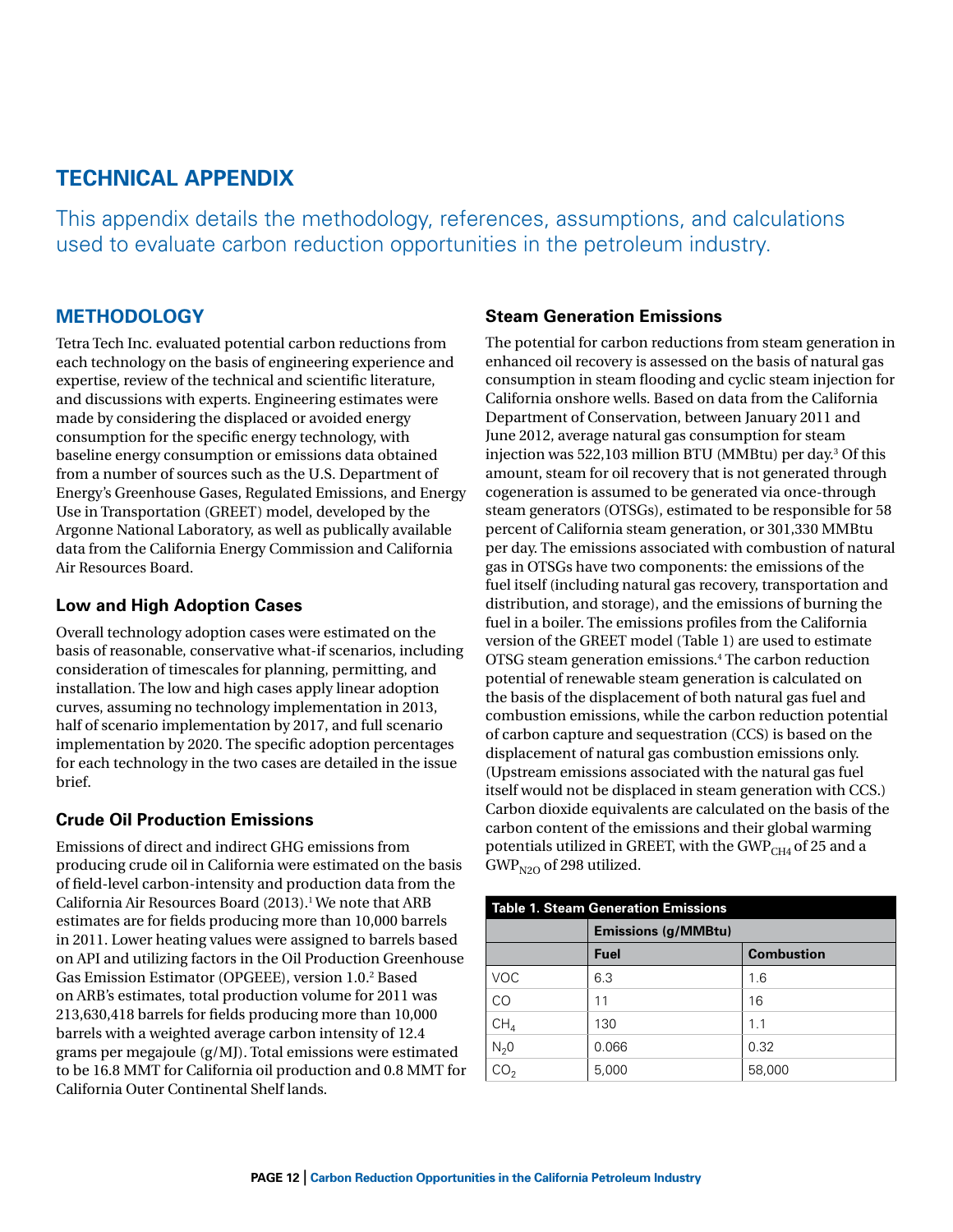# TECHNICAL APPENDIX

This appendix details the methodology, references, assumptions, and calculations used to evaluate carbon reduction opportunities in the petroleum industry.

## METHODOLOGY

Tetra Tech Inc. evaluated potential carbon reductions from each technology on the basis of engineering experience and expertise, review of the technical and scientific literature, and discussions with experts. Engineering estimates were made by considering the displaced or avoided energy consumption for the specific energy technology, with baseline energy consumption or emissions data obtained from a number of sources such as the U.S. Department of Energy's Greenhouse Gases, Regulated Emissions, and Energy Use in Transportation (GREET) model, developed by the Argonne National Laboratory, as well as publically available data from the California Energy Commission and California Air Resources Board.

### Low and High Adoption Cases

Overall technology adoption cases were estimated on the basis of reasonable, conservative what-if scenarios, including consideration of timescales for planning, permitting, and installation. The low and high cases apply linear adoption curves, assuming no technology implementation in 2013, half of scenario implementation by 2017, and full scenario implementation by 2020. The specific adoption percentages for each technology in the two cases are detailed in the issue brief.

### Crude Oil Production Emissions

Emissions of direct and indirect GHG emissions from producing crude oil in California were estimated on the basis of field-level carbon-intensity and production data from the California Air Resources Board (2013).[1] We note that ARB estimates are for fields producing more than 10,000 barrels in 2011. Lower heating values were assigned to barrels based on API and utilizing factors in the Oil Production Greenhouse Gas Emission Estimator (OPGEEE), version 1.0.[2] Based on ARB's estimates, total production volume for 2011 was 213,630,418 barrels for fields producing more than 10,000 barrels with a weighted average carbon intensity of 12.4 grams per megajoule (g/MJ). Total emissions were estimated to be 16.8 MMT for California oil production and 0.8 MMT for California Outer Continental Shelf lands.

### Steam Generation Emissions

The potential for carbon reductions from steam generation in enhanced oil recovery is assessed on the basis of natural gas consumption in steam flooding and cyclic steam injection for California onshore wells. Based on data from the California Department of Conservation, between January 2011 and June 2012, average natural gas consumption for steam injection was 522,103 million BTU (MMBtu) per day.[3] Of this amount, steam for oil recovery that is not generated through cogeneration is assumed to be generated via once-through steam generators (OTSGs), estimated to be responsible for 58 percent of California steam generation, or 301,330 MMBtu per day. The emissions associated with combustion of natural gas in OTSGs have two components: the emissions of the fuel itself (including natural gas recovery, transportation and distribution, and storage), and the emissions of burning the fuel in a boiler. The emissions profiles from the California version of the GREET model (Table 1) are used to estimate OTSG steam generation emissions.[4] The carbon reduction potential of renewable steam generation is calculated on the basis of the displacement of both natural gas fuel and combustion emissions, while the carbon reduction potential of carbon capture and sequestration (CCS) is based on the displacement of natural gas combustion emissions only. (Upstream emissions associated with the natural gas fuel itself would not be displaced in steam generation with CCS.) Carbon dioxide equivalents are calculated on the basis of the carbon content of the emissions and their global warming potentials utilized in GREET, with the $GWP_{CH_4}$ of 25 and a $GWP_{N_2O}$ of 298 utilized.

**Table 1. Steam Generation Emissions**

| | Emissions (g/MMBtu) | |
|---|---|---|
| | **Fuel** | **Combustion** |
| VOC | 6.3 | 1.6 |
| CO | 11 | 16 |
| $CH_4$ | 130 | 1.1 |
| $N_2O$ | 0.066 | 0.32 |
| $CO_2$ | 5,000 | 58,000 |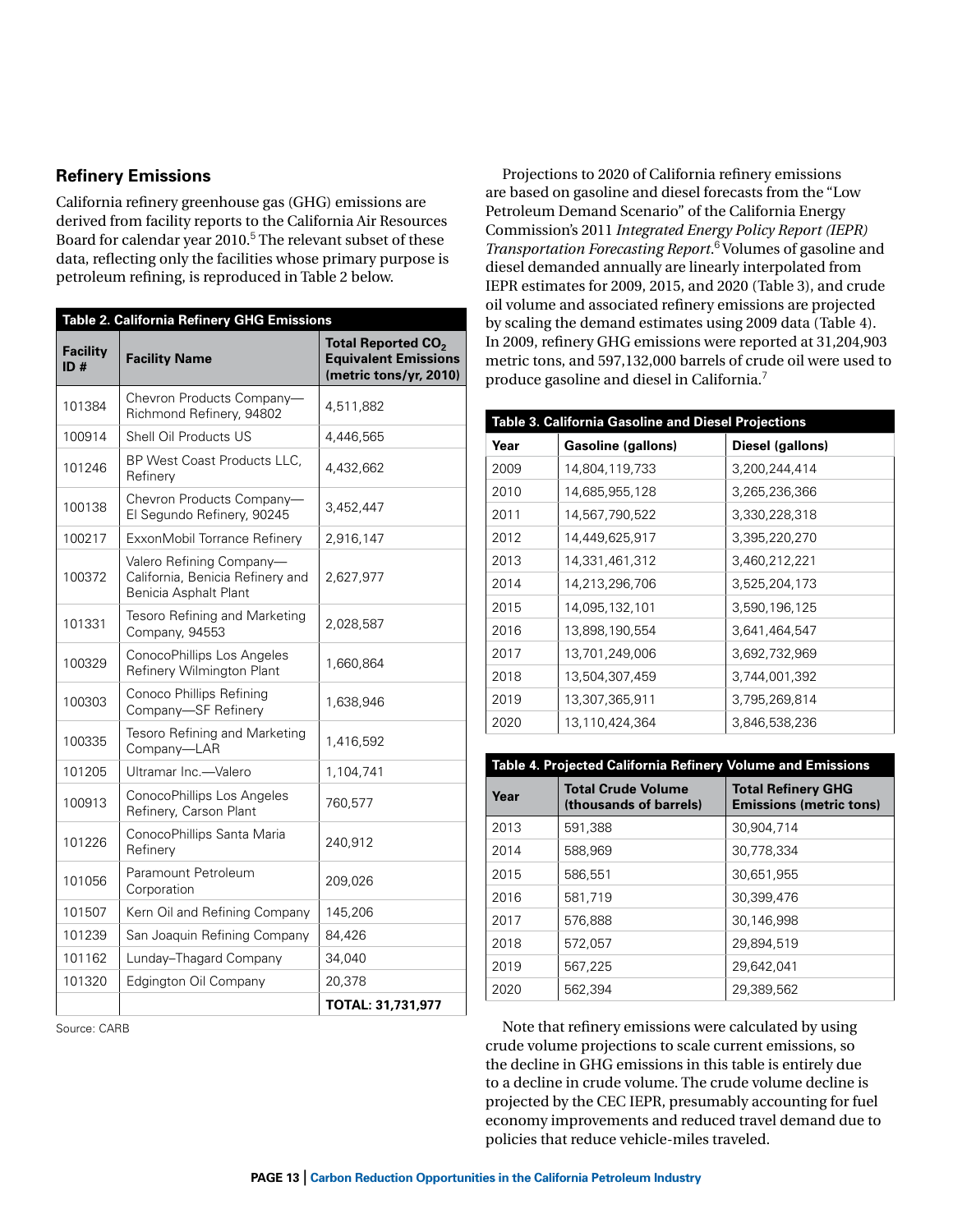## Refinery Emissions

California refinery greenhouse gas (GHG) emissions are derived from facility reports to the California Air Resources Board for calendar year 2010.[5] The relevant subset of these data, reflecting only the facilities whose primary purpose is petroleum refining, is reproduced in Table 2 below.

**Table 2. California Refinery GHG Emissions**

| Facility ID # | Facility Name | Total Reported $CO_2$ Equivalent Emissions (metric tons/yr, 2010) |
|---|---|---|
| 101384 | Chevron Products Company—Richmond Refinery, 94802 | 4,511,882 |
| 100914 | Shell Oil Products US | 4,446,565 |
| 101246 | BP West Coast Products LLC, Refinery | 4,432,662 |
| 100138 | Chevron Products Company—El Segundo Refinery, 90245 | 3,452,447 |
| 100217 | ExxonMobil Torrance Refinery | 2,916,147 |
| 100372 | Valero Refining Company—California, Benicia Refinery and Benicia Asphalt Plant | 2,627,977 |
| 101331 | Tesoro Refining and Marketing Company, 94553 | 2,028,587 |
| 100329 | ConocoPhillips Los Angeles Refinery Wilmington Plant | 1,660,864 |
| 100303 | Conoco Phillips Refining Company—SF Refinery | 1,638,946 |
| 100335 | Tesoro Refining and Marketing Company—LAR | 1,416,592 |
| 101205 | Ultramar Inc.—Valero | 1,104,741 |
| 100913 | ConocoPhillips Los Angeles Refinery, Carson Plant | 760,577 |
| 101226 | ConocoPhillips Santa Maria Refinery | 240,912 |
| 101056 | Paramount Petroleum Corporation | 209,026 |
| 101507 | Kern Oil and Refining Company | 145,206 |
| 101239 | San Joaquin Refining Company | 84,426 |
| 101162 | Lunday–Thagard Company | 34,040 |
| 101320 | Edgington Oil Company | 20,378 |
| | | **TOTAL: 31,731,977** |

Source: CARB

Projections to 2020 of California refinery emissions are based on gasoline and diesel forecasts from the "Low Petroleum Demand Scenario" of the California Energy Commission's 2011 *Integrated Energy Policy Report (IEPR) Transportation Forecasting Report*.[6] Volumes of gasoline and diesel demanded annually are linearly interpolated from IEPR estimates for 2009, 2015, and 2020 (Table 3), and crude oil volume and associated refinery emissions are projected by scaling the demand estimates using 2009 data (Table 4). In 2009, refinery GHG emissions were reported at 31,204,903 metric tons, and 597,132,000 barrels of crude oil were used to produce gasoline and diesel in California.[7]

**Table 3. California Gasoline and Diesel Projections**

| Year | Gasoline (gallons) | Diesel (gallons) |
|---|---|---|
| 2009 | 14,804,119,733 | 3,200,244,414 |
| 2010 | 14,685,955,128 | 3,265,236,366 |
| 2011 | 14,567,790,522 | 3,330,228,318 |
| 2012 | 14,449,625,917 | 3,395,220,270 |
| 2013 | 14,331,461,312 | 3,460,212,221 |
| 2014 | 14,213,296,706 | 3,525,204,173 |
| 2015 | 14,095,132,101 | 3,590,196,125 |
| 2016 | 13,898,190,554 | 3,641,464,547 |
| 2017 | 13,701,249,006 | 3,692,732,969 |
| 2018 | 13,504,307,459 | 3,744,001,392 |
| 2019 | 13,307,365,911 | 3,795,269,814 |
| 2020 | 13,110,424,364 | 3,846,538,236 |

**Table 4. Projected California Refinery Volume and Emissions**

| Year | Total Crude Volume (thousands of barrels) | Total Refinery GHG Emissions (metric tons) |
|---|---|---|
| 2013 | 591,388 | 30,904,714 |
| 2014 | 588,969 | 30,778,334 |
| 2015 | 586,551 | 30,651,955 |
| 2016 | 581,719 | 30,399,476 |
| 2017 | 576,888 | 30,146,998 |
| 2018 | 572,057 | 29,894,519 |
| 2019 | 567,225 | 29,642,041 |
| 2020 | 562,394 | 29,389,562 |

Note that refinery emissions were calculated by using crude volume projections to scale current emissions, so the decline in GHG emissions in this table is entirely due to a decline in crude volume. The crude volume decline is projected by the CEC IEPR, presumably accounting for fuel economy improvements and reduced travel demand due to policies that reduce vehicle-miles traveled.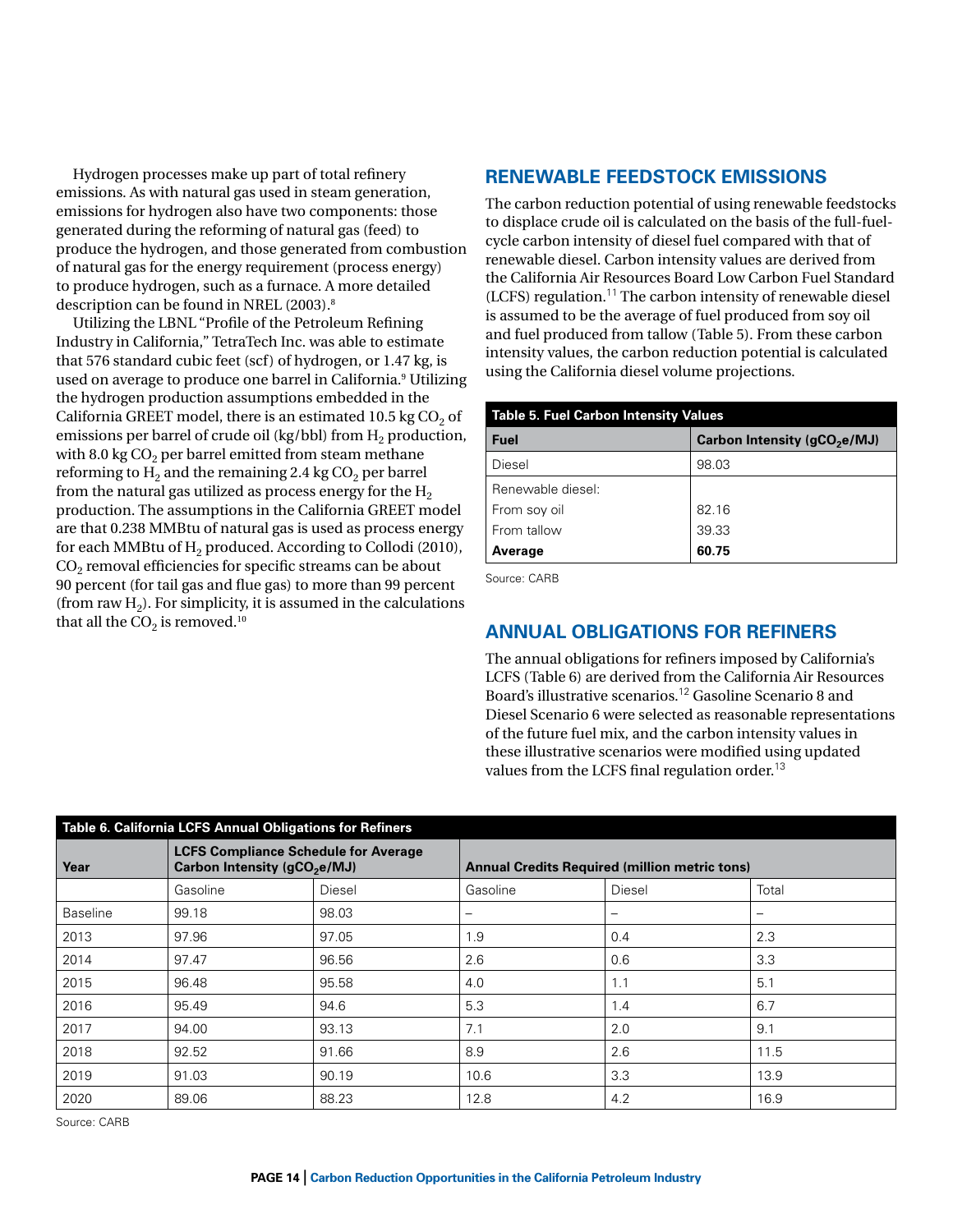Hydrogen processes make up part of total refinery emissions. As with natural gas used in steam generation, emissions for hydrogen also have two components: those generated during the reforming of natural gas (feed) to produce the hydrogen, and those generated from combustion of natural gas for the energy requirement (process energy) to produce hydrogen, such as a furnace. A more detailed description can be found in NREL (2003).[8]

Utilizing the LBNL "Profile of the Petroleum Refining Industry in California," TetraTech Inc. was able to estimate that 576 standard cubic feet (scf) of hydrogen, or 1.47 kg, is used on average to produce one barrel in California.[9] Utilizing the hydrogen production assumptions embedded in the California GREET model, there is an estimated 10.5 kg $CO_2$ of emissions per barrel of crude oil (kg/bbl) from $H_2$ production, with 8.0 kg $CO_2$ per barrel emitted from steam methane reforming to $H_2$ and the remaining 2.4 kg $CO_2$ per barrel from the natural gas utilized as process energy for the $H_2$ production. The assumptions in the California GREET model are that 0.238 MMBtu of natural gas is used as process energy for each MMBtu of $H_2$ produced. According to Collodi (2010), $CO_2$ removal efficiencies for specific streams can be about 90 percent (for tail gas and flue gas) to more than 99 percent (from raw $H_2$). For simplicity, it is assumed in the calculations that all the $CO_2$ is removed.[10]

## RENEWABLE FEEDSTOCK EMISSIONS

The carbon reduction potential of using renewable feedstocks to displace crude oil is calculated on the basis of the full-fuel-cycle carbon intensity of diesel fuel compared with that of renewable diesel. Carbon intensity values are derived from the California Air Resources Board Low Carbon Fuel Standard (LCFS) regulation.[11] The carbon intensity of renewable diesel is assumed to be the average of fuel produced from soy oil and fuel produced from tallow (Table 5). From these carbon intensity values, the carbon reduction potential is calculated using the California diesel volume projections.

**Table 5. Fuel Carbon Intensity Values**

| Fuel | Carbon Intensity ($gCO_2e/MJ$) |
|---|---|
| Diesel | 98.03 |
| Renewable diesel: | |
| From soy oil | 82.16 |
| From tallow | 39.33 |
| **Average** | **60.75** |

Source: CARB

## ANNUAL OBLIGATIONS FOR REFINERS

The annual obligations for refiners imposed by California's LCFS (Table 6) are derived from the California Air Resources Board's illustrative scenarios.[12] Gasoline Scenario 8 and Diesel Scenario 6 were selected as reasonable representations of the future fuel mix, and the carbon intensity values in these illustrative scenarios were modified using updated values from the LCFS final regulation order.[13]

**Table 6. California LCFS Annual Obligations for Refiners**

| Year | LCFS Compliance Schedule for Average Carbon Intensity ($gCO_2e/MJ$) | | Annual Credits Required (million metric tons) | | |
|---|---|---|---|---|---|
| | Gasoline | Diesel | Gasoline | Diesel | Total |
| Baseline | 99.18 | 98.03 | – | – | – |
| 2013 | 97.96 | 97.05 | 1.9 | 0.4 | 2.3 |
| 2014 | 97.47 | 96.56 | 2.6 | 0.6 | 3.3 |
| 2015 | 96.48 | 95.58 | 4.0 | 1.1 | 5.1 |
| 2016 | 95.49 | 94.6 | 5.3 | 1.4 | 6.7 |
| 2017 | 94.00 | 93.13 | 7.1 | 2.0 | 9.1 |
| 2018 | 92.52 | 91.66 | 8.9 | 2.6 | 11.5 |
| 2019 | 91.03 | 90.19 | 10.6 | 3.3 | 13.9 |
| 2020 | 89.06 | 88.23 | 12.8 | 4.2 | 16.9 |

Source: CARB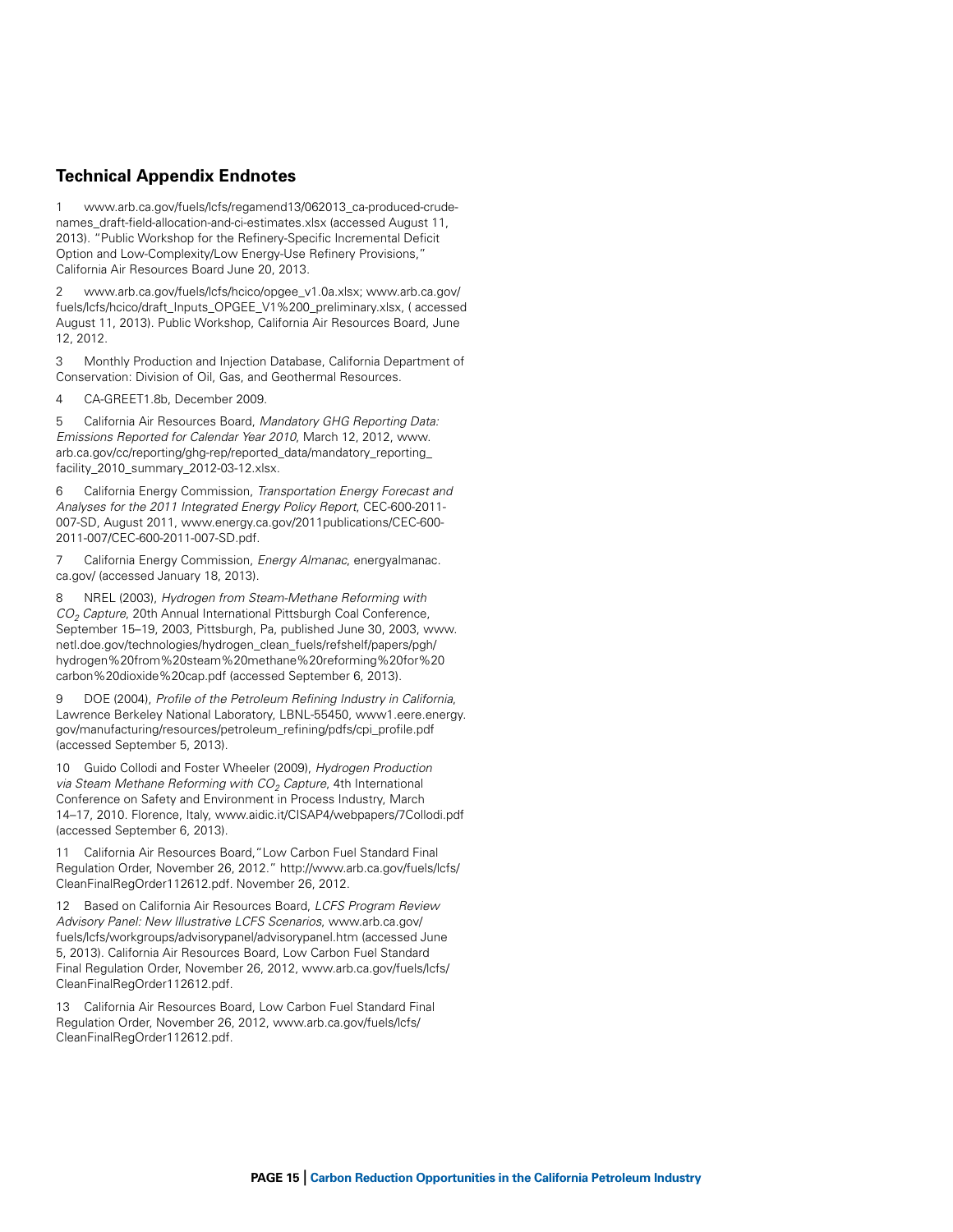## Technical Appendix Endnotes

1 www.arb.ca.gov/fuels/lcfs/regamend13/062013_ca-produced-crude-names_draft-field-allocation-and-ci-estimates.xlsx (accessed August 11, 2013). "Public Workshop for the Refinery-Specific Incremental Deficit Option and Low-Complexity/Low Energy-Use Refinery Provisions," California Air Resources Board June 20, 2013.

2 www.arb.ca.gov/fuels/lcfs/hcico/opgee_v1.0a.xlsx; www.arb.ca.gov/fuels/lcfs/hcico/draft_Inputs_OPGEE_V1%200_preliminary.xlsx, ( accessed August 11, 2013). Public Workshop, California Air Resources Board, June 12, 2012.

3 Monthly Production and Injection Database, California Department of Conservation: Division of Oil, Gas, and Geothermal Resources.

4 CA-GREET1.8b, December 2009.

5 California Air Resources Board, *Mandatory GHG Reporting Data: Emissions Reported for Calendar Year 2010*, March 12, 2012, www.arb.ca.gov/cc/reporting/ghg-rep/reported_data/mandatory_reporting_facility_2010_summary_2012-03-12.xlsx.

6 California Energy Commission, *Transportation Energy Forecast and Analyses for the 2011 Integrated Energy Policy Report*, CEC-600-2011-007-SD, August 2011, www.energy.ca.gov/2011publications/CEC-600-2011-007/CEC-600-2011-007-SD.pdf.

7 California Energy Commission, *Energy Almanac*, energyalmanac.ca.gov/ (accessed January 18, 2013).

8 NREL (2003), *Hydrogen from Steam-Methane Reforming with $CO_2$ Capture*, 20th Annual International Pittsburgh Coal Conference, September 15–19, 2003, Pittsburgh, Pa, published June 30, 2003, www.netl.doe.gov/technologies/hydrogen_clean_fuels/refshelf/papers/pgh/hydrogen%20from%20steam%20methane%20reforming%20for%20carbon%20dioxide%20cap.pdf (accessed September 6, 2013).

9 DOE (2004), *Profile of the Petroleum Refining Industry in California*, Lawrence Berkeley National Laboratory, LBNL-55450, www1.eere.energy.gov/manufacturing/resources/petroleum_refining/pdfs/cpi_profile.pdf (accessed September 5, 2013).

10 Guido Collodi and Foster Wheeler (2009), *Hydrogen Production via Steam Methane Reforming with $CO_2$ Capture*, 4th International Conference on Safety and Environment in Process Industry, March 14–17, 2010. Florence, Italy, www.aidic.it/CISAP4/webpapers/7Collodi.pdf (accessed September 6, 2013).

11 California Air Resources Board,"Low Carbon Fuel Standard Final Regulation Order, November 26, 2012." http://www.arb.ca.gov/fuels/lcfs/CleanFinalRegOrder112612.pdf. November 26, 2012.

12 Based on California Air Resources Board, *LCFS Program Review Advisory Panel: New Illustrative LCFS Scenarios*, www.arb.ca.gov/fuels/lcfs/workgroups/advisorypanel/advisorypanel.htm (accessed June 5, 2013). California Air Resources Board, Low Carbon Fuel Standard Final Regulation Order, November 26, 2012, www.arb.ca.gov/fuels/lcfs/CleanFinalRegOrder112612.pdf.

13 California Air Resources Board, Low Carbon Fuel Standard Final Regulation Order, November 26, 2012, www.arb.ca.gov/fuels/lcfs/CleanFinalRegOrder112612.pdf.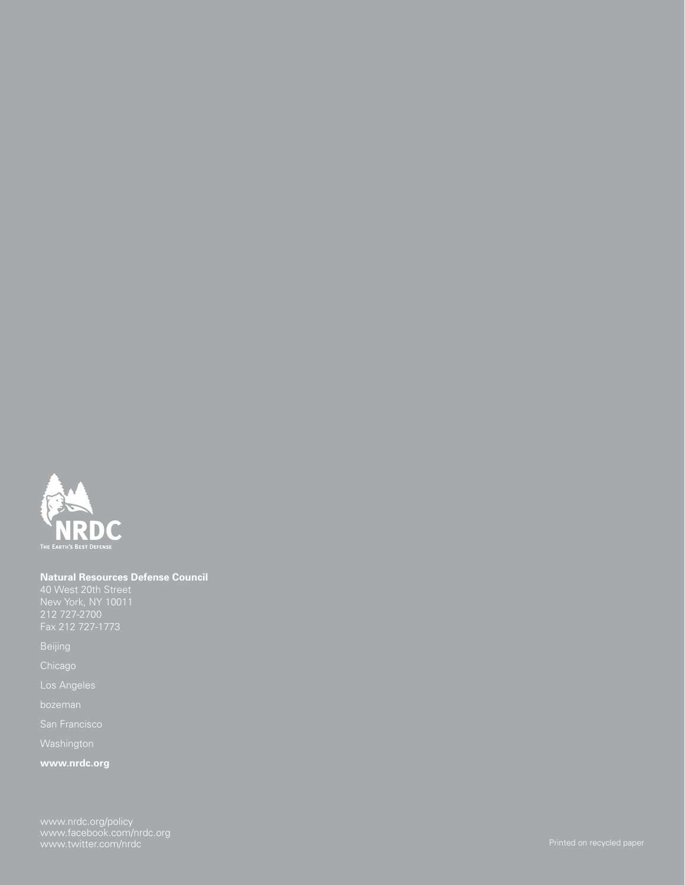NRDC
THE EARTH'S BEST DEFENSE

**Natural Resources Defense Council**
40 West 20th Street
New York, NY 10011
212 727-2700
Fax 212 727-1773

Beijing

Chicago

Los Angeles

bozeman

San Francisco

Washington

**www.nrdc.org**

www.nrdc.org/policy
www.facebook.com/nrdc.org
www.twitter.com/nrdc

Printed on recycled paper